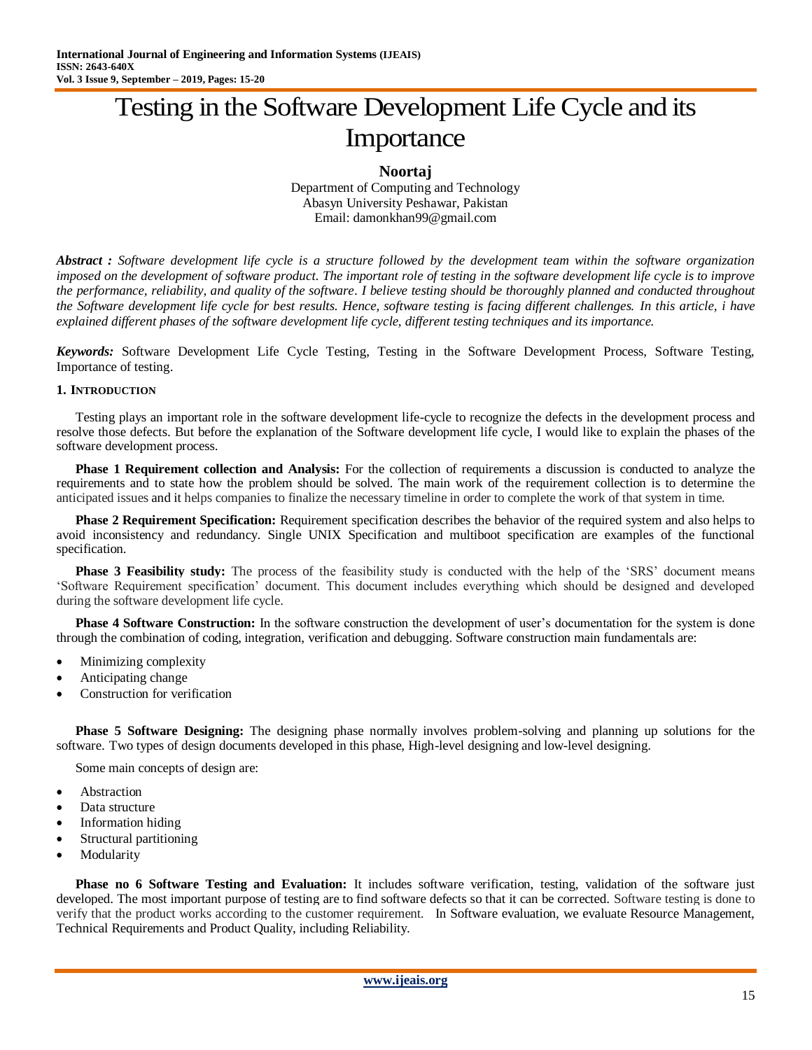# Testing in the Software Development Life Cycle and its Importance

**Noortaj**
Department of Computing and Technology
Abasyn University Peshawar, Pakistan
Email: damonkhan99@gmail.com

***Abstract :*** *Software development life cycle is a structure followed by the development team within the software organization imposed on the development of software product. The important role of testing in the software development life cycle is to improve the performance, reliability, and quality of the software. I believe testing should be thoroughly planned and conducted throughout the Software development life cycle for best results. Hence, software testing is facing different challenges. In this article, i have explained different phases of the software development life cycle, different testing techniques and its importance.*

***Keywords:*** Software Development Life Cycle Testing, Testing in the Software Development Process, Software Testing, Importance of testing.

## 1. Introduction

Testing plays an important role in the software development life-cycle to recognize the defects in the development process and resolve those defects. But before the explanation of the Software development life cycle, I would like to explain the phases of the software development process.

**Phase 1 Requirement collection and Analysis:** For the collection of requirements a discussion is conducted to analyze the requirements and to state how the problem should be solved. The main work of the requirement collection is to determine the anticipated issues and it helps companies to finalize the necessary timeline in order to complete the work of that system in time.

**Phase 2 Requirement Specification:** Requirement specification describes the behavior of the required system and also helps to avoid inconsistency and redundancy. Single UNIX Specification and multiboot specification are examples of the functional specification.

**Phase 3 Feasibility study:** The process of the feasibility study is conducted with the help of the 'SRS' document means 'Software Requirement specification' document. This document includes everything which should be designed and developed during the software development life cycle.

**Phase 4 Software Construction:** In the software construction the development of user's documentation for the system is done through the combination of coding, integration, verification and debugging. Software construction main fundamentals are:

- Minimizing complexity
- Anticipating change
- Construction for verification

**Phase 5 Software Designing:** The designing phase normally involves problem-solving and planning up solutions for the software. Two types of design documents developed in this phase, High-level designing and low-level designing.

Some main concepts of design are:

- Abstraction
- Data structure
- Information hiding
- Structural partitioning
- Modularity

**Phase no 6 Software Testing and Evaluation:** It includes software verification, testing, validation of the software just developed. The most important purpose of testing are to find software defects so that it can be corrected. Software testing is done to verify that the product works according to the customer requirement. In Software evaluation, we evaluate Resource Management, Technical Requirements and Product Quality, including Reliability.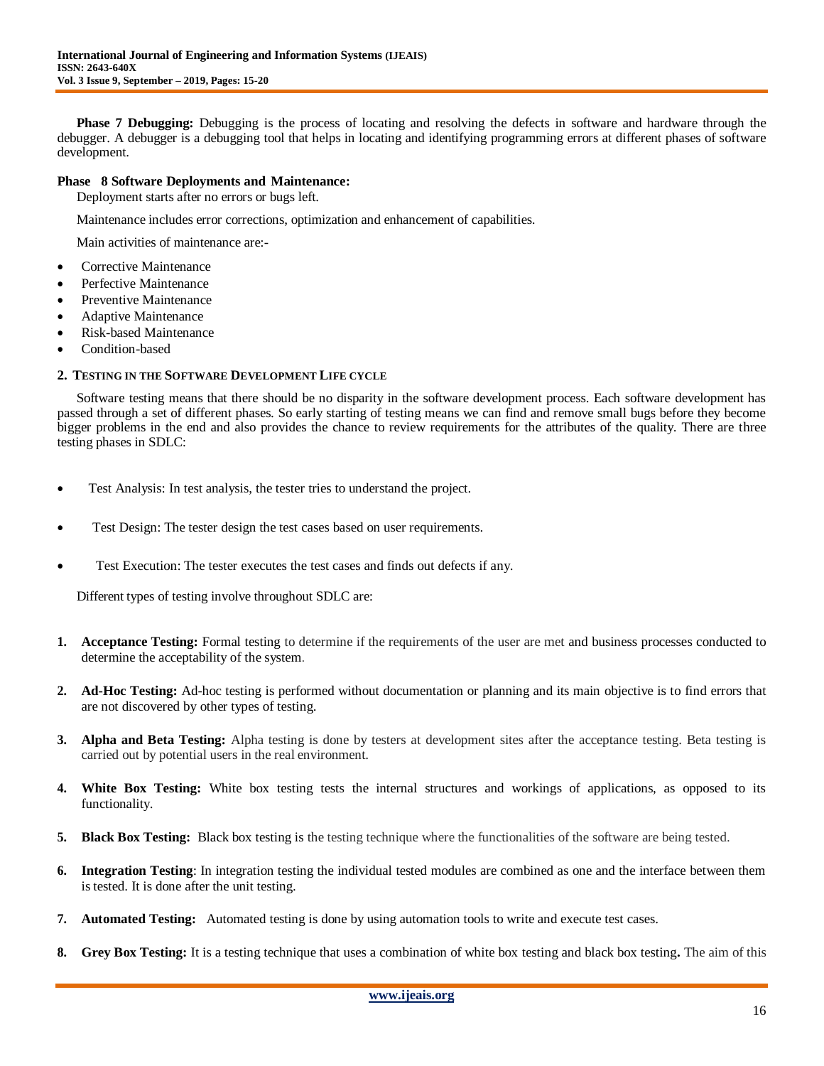**Phase 7 Debugging:** Debugging is the process of locating and resolving the defects in software and hardware through the debugger. A debugger is a debugging tool that helps in locating and identifying programming errors at different phases of software development.

**Phase 8 Software Deployments and Maintenance:**

Deployment starts after no errors or bugs left.

Maintenance includes error corrections, optimization and enhancement of capabilities.

Main activities of maintenance are:-

- Corrective Maintenance
- Perfective Maintenance
- Preventive Maintenance
- Adaptive Maintenance
- Risk-based Maintenance
- Condition-based

## 2. TESTING IN THE SOFTWARE DEVELOPMENT LIFE CYCLE

Software testing means that there should be no disparity in the software development process. Each software development has passed through a set of different phases. So early starting of testing means we can find and remove small bugs before they become bigger problems in the end and also provides the chance to review requirements for the attributes of the quality. There are three testing phases in SDLC:

- Test Analysis: In test analysis, the tester tries to understand the project.
- Test Design: The tester design the test cases based on user requirements.
- Test Execution: The tester executes the test cases and finds out defects if any.

Different types of testing involve throughout SDLC are:

1. **Acceptance Testing:** Formal testing to determine if the requirements of the user are met and business processes conducted to determine the acceptability of the system.
2. **Ad-Hoc Testing:** Ad-hoc testing is performed without documentation or planning and its main objective is to find errors that are not discovered by other types of testing.
3. **Alpha and Beta Testing:** Alpha testing is done by testers at development sites after the acceptance testing. Beta testing is carried out by potential users in the real environment.
4. **White Box Testing:** White box testing tests the internal structures and workings of applications, as opposed to its functionality.
5. **Black Box Testing:** Black box testing is the testing technique where the functionalities of the software are being tested.
6. **Integration Testing**: In integration testing the individual tested modules are combined as one and the interface between them is tested. It is done after the unit testing.
7. **Automated Testing:** Automated testing is done by using automation tools to write and execute test cases.
8. **Grey Box Testing:** It is a testing technique that uses a combination of white box testing and black box testing**.** The aim of this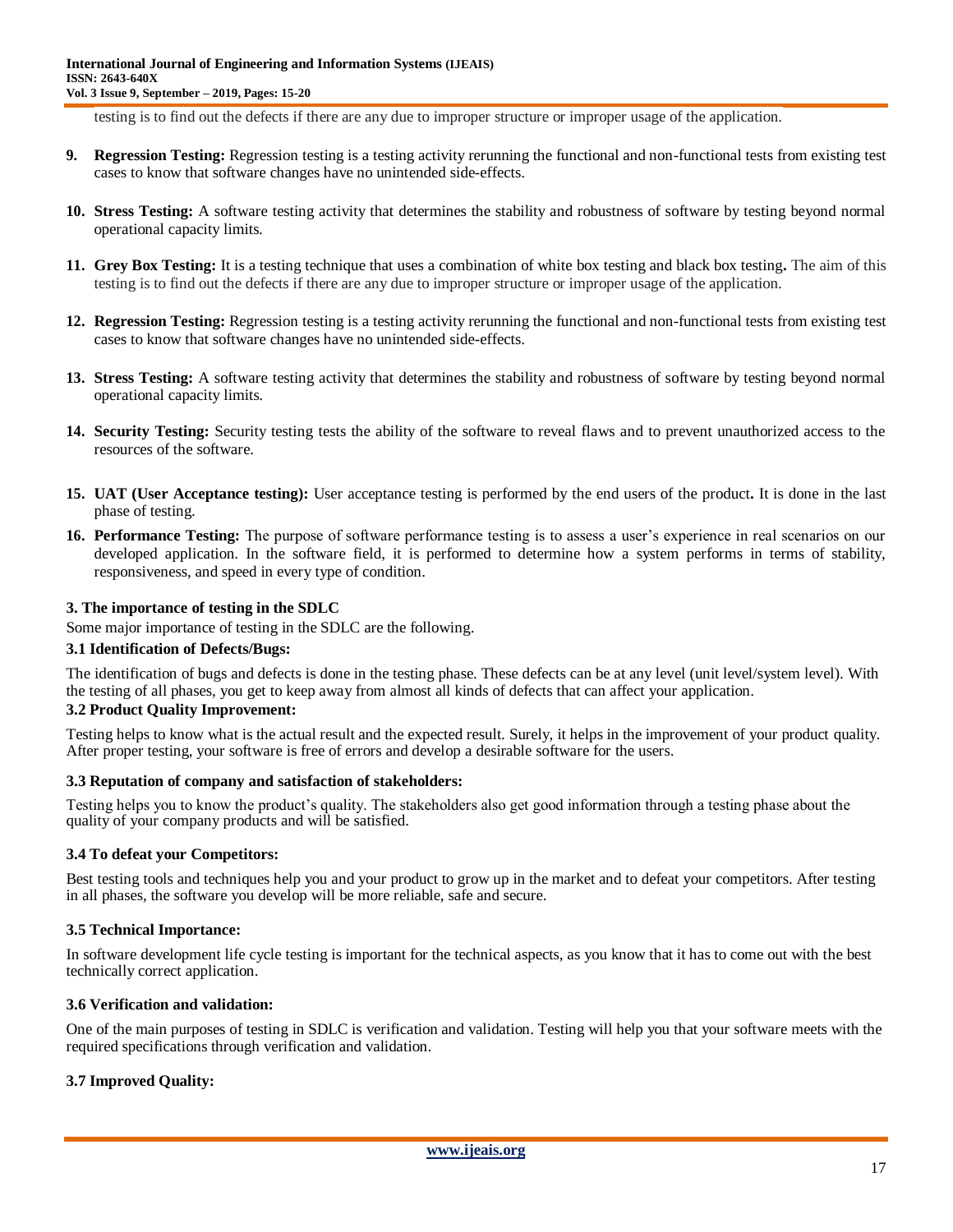testing is to find out the defects if there are any due to improper structure or improper usage of the application.

9. **Regression Testing:** Regression testing is a testing activity rerunning the functional and non-functional tests from existing test cases to know that software changes have no unintended side-effects.

10. **Stress Testing:** A software testing activity that determines the stability and robustness of software by testing beyond normal operational capacity limits.

11. **Grey Box Testing:** It is a testing technique that uses a combination of white box testing and black box testing**.** The aim of this testing is to find out the defects if there are any due to improper structure or improper usage of the application.

12. **Regression Testing:** Regression testing is a testing activity rerunning the functional and non-functional tests from existing test cases to know that software changes have no unintended side-effects.

13. **Stress Testing:** A software testing activity that determines the stability and robustness of software by testing beyond normal operational capacity limits.

14. **Security Testing:** Security testing tests the ability of the software to reveal flaws and to prevent unauthorized access to the resources of the software.

15. **UAT (User Acceptance testing):** User acceptance testing is performed by the end users of the product**.** It is done in the last phase of testing.

16. **Performance Testing:** The purpose of software performance testing is to assess a user's experience in real scenarios on our developed application. In the software field, it is performed to determine how a system performs in terms of stability, responsiveness, and speed in every type of condition.

### 3. The importance of testing in the SDLC

Some major importance of testing in the SDLC are the following.

#### 3.1 Identification of Defects/Bugs:

The identification of bugs and defects is done in the testing phase. These defects can be at any level (unit level/system level). With the testing of all phases, you get to keep away from almost all kinds of defects that can affect your application.

#### 3.2 Product Quality Improvement:

Testing helps to know what is the actual result and the expected result. Surely, it helps in the improvement of your product quality. After proper testing, your software is free of errors and develop a desirable software for the users.

#### 3.3 Reputation of company and satisfaction of stakeholders:

Testing helps you to know the product's quality. The stakeholders also get good information through a testing phase about the quality of your company products and will be satisfied.

#### 3.4 To defeat your Competitors:

Best testing tools and techniques help you and your product to grow up in the market and to defeat your competitors. After testing in all phases, the software you develop will be more reliable, safe and secure.

#### 3.5 Technical Importance:

In software development life cycle testing is important for the technical aspects, as you know that it has to come out with the best technically correct application.

#### 3.6 Verification and validation:

One of the main purposes of testing in SDLC is verification and validation. Testing will help you that your software meets with the required specifications through verification and validation.

#### 3.7 Improved Quality: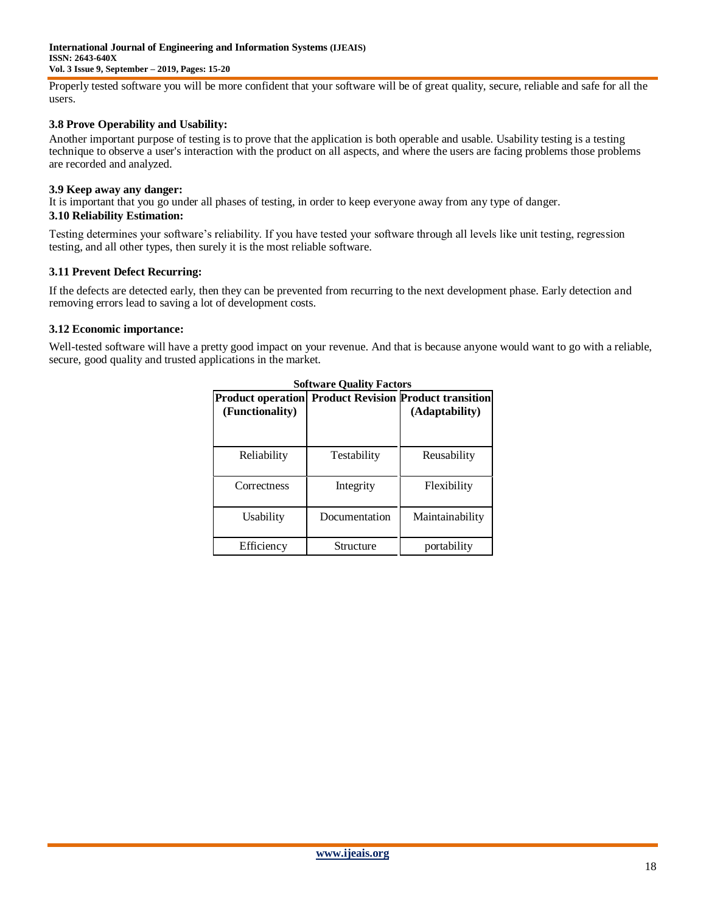Properly tested software you will be more confident that your software will be of great quality, secure, reliable and safe for all the users.

### 3.8 Prove Operability and Usability:

Another important purpose of testing is to prove that the application is both operable and usable. Usability testing is a testing technique to observe a user's interaction with the product on all aspects, and where the users are facing problems those problems are recorded and analyzed.

### 3.9 Keep away any danger:

It is important that you go under all phases of testing, in order to keep everyone away from any type of danger.

### 3.10 Reliability Estimation:

Testing determines your software's reliability. If you have tested your software through all levels like unit testing, regression testing, and all other types, then surely it is the most reliable software.

### 3.11 Prevent Defect Recurring:

If the defects are detected early, then they can be prevented from recurring to the next development phase. Early detection and removing errors lead to saving a lot of development costs.

### 3.12 Economic importance:

Well-tested software will have a pretty good impact on your revenue. And that is because anyone would want to go with a reliable, secure, good quality and trusted applications in the market.

**Software Quality Factors**

| Product operation (Functionality) | Product Revision | Product transition (Adaptability) |
|---|---|---|
| Reliability | Testability | Reusability |
| Correctness | Integrity | Flexibility |
| Usability | Documentation | Maintainability |
| Efficiency | Structure | portability |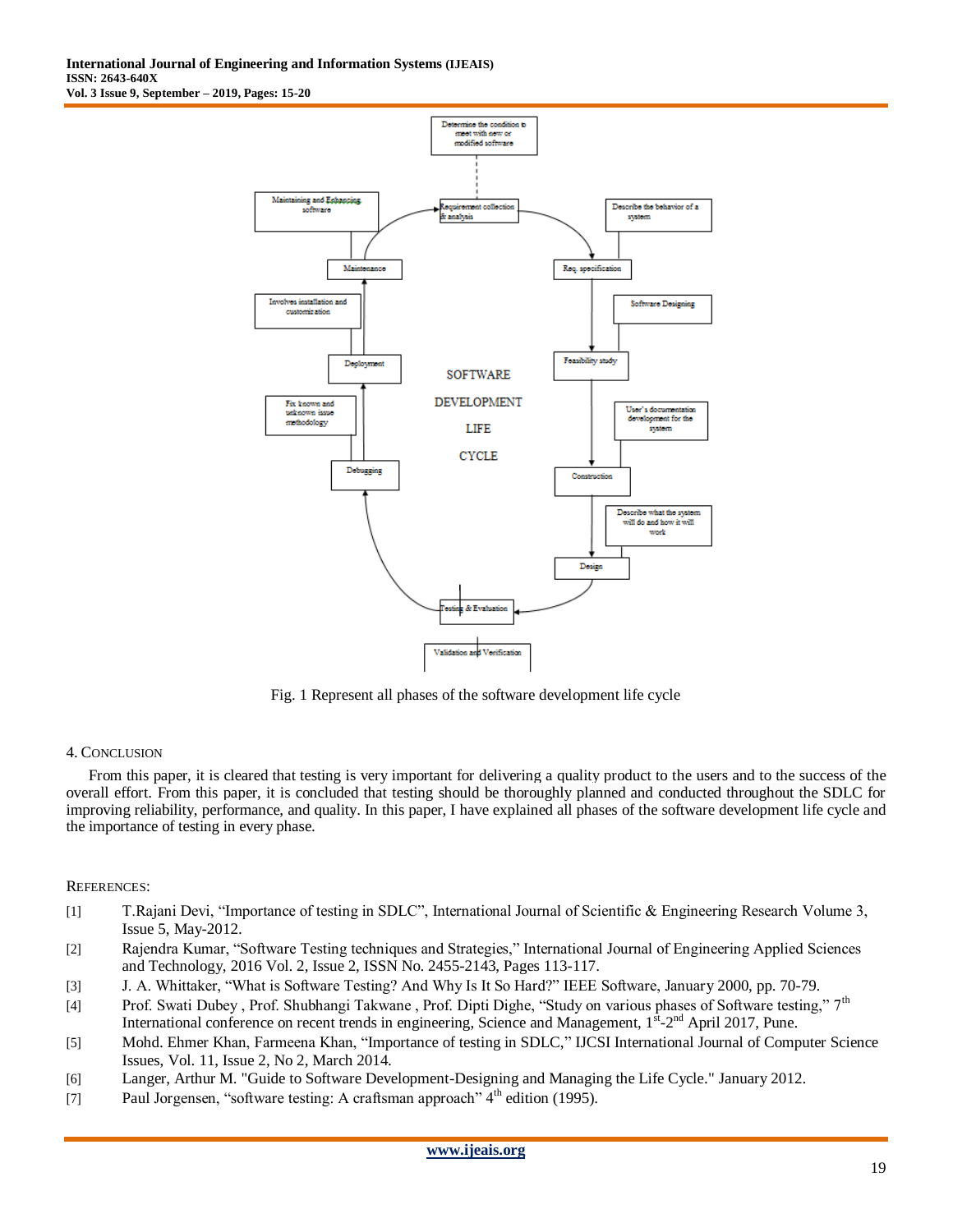Fig. 1 Represent all phases of the software development life cycle

## 4. Conclusion

From this paper, it is cleared that testing is very important for delivering a quality product to the users and to the success of the overall effort. From this paper, it is concluded that testing should be thoroughly planned and conducted throughout the SDLC for improving reliability, performance, and quality. In this paper, I have explained all phases of the software development life cycle and the importance of testing in every phase.

## References:

[1] T.Rajani Devi, “Importance of testing in SDLC”, International Journal of Scientific & Engineering Research Volume 3, Issue 5, May-2012.

[2] Rajendra Kumar, “Software Testing techniques and Strategies,” International Journal of Engineering Applied Sciences and Technology, 2016 Vol. 2, Issue 2, ISSN No. 2455-2143, Pages 113-117.

[3] J. A. Whittaker, “What is Software Testing? And Why Is It So Hard?” IEEE Software, January 2000, pp. 70-79.

[4] Prof. Swati Dubey , Prof. Shubhangi Takwane , Prof. Dipti Dighe, “Study on various phases of Software testing,” 7th International conference on recent trends in engineering, Science and Management, 1st-2nd April 2017, Pune.

[5] Mohd. Ehmer Khan, Farmeena Khan, “Importance of testing in SDLC,” IJCSI International Journal of Computer Science Issues, Vol. 11, Issue 2, No 2, March 2014.

[6] Langer, Arthur M. "Guide to Software Development-Designing and Managing the Life Cycle." January 2012.

[7] Paul Jorgensen, “software testing: A craftsman approach” 4th edition (1995).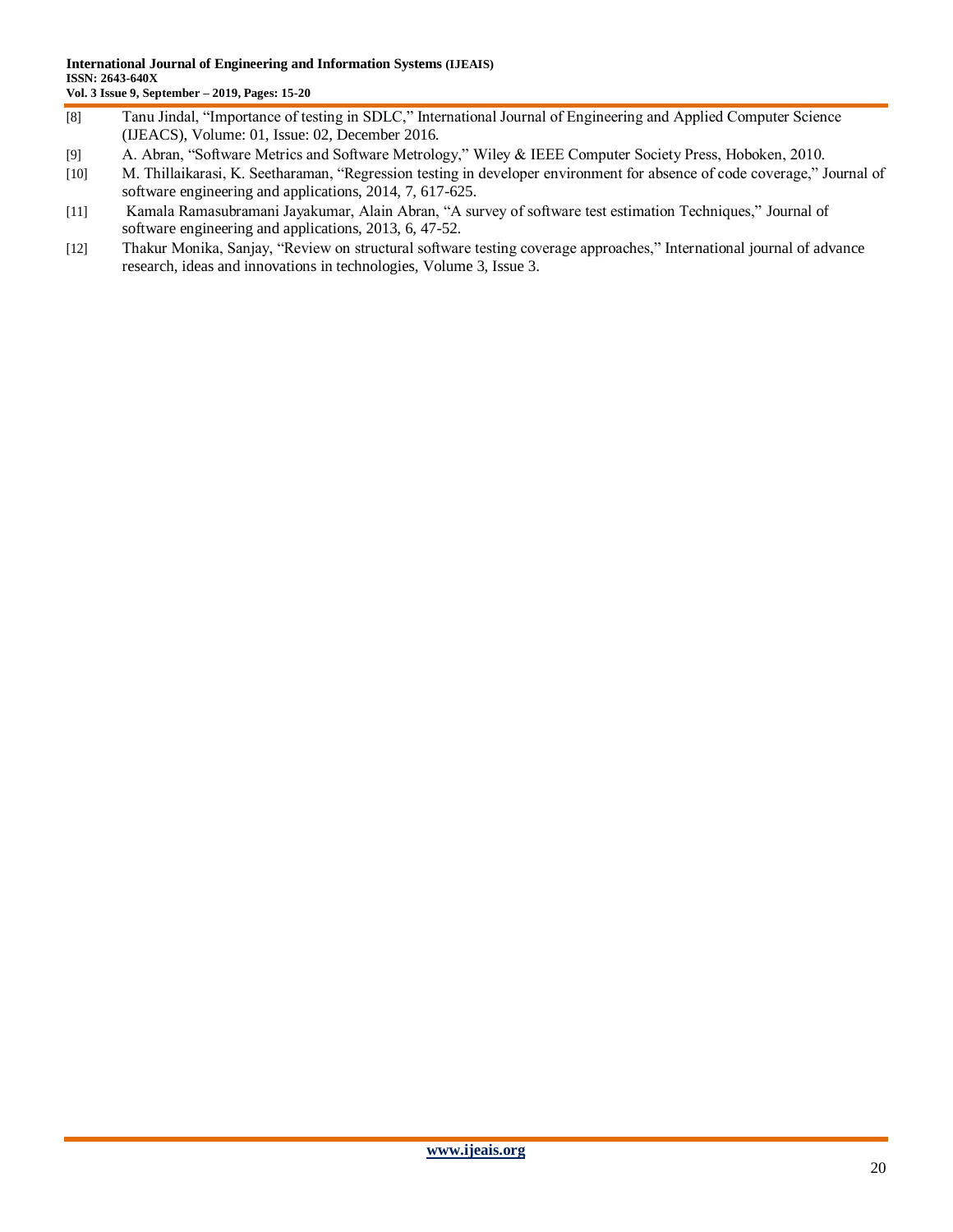[8] Tanu Jindal, “Importance of testing in SDLC,” International Journal of Engineering and Applied Computer Science (IJEACS), Volume: 01, Issue: 02, December 2016.

[9] A. Abran, “Software Metrics and Software Metrology,” Wiley & IEEE Computer Society Press, Hoboken, 2010.

[10] M. Thillaikarasi, K. Seetharaman, “Regression testing in developer environment for absence of code coverage,” Journal of software engineering and applications, 2014, 7, 617-625.

[11] Kamala Ramasubramani Jayakumar, Alain Abran, “A survey of software test estimation Techniques,” Journal of software engineering and applications, 2013, 6, 47-52.

[12] Thakur Monika, Sanjay, “Review on structural software testing coverage approaches,” International journal of advance research, ideas and innovations in technologies, Volume 3, Issue 3.